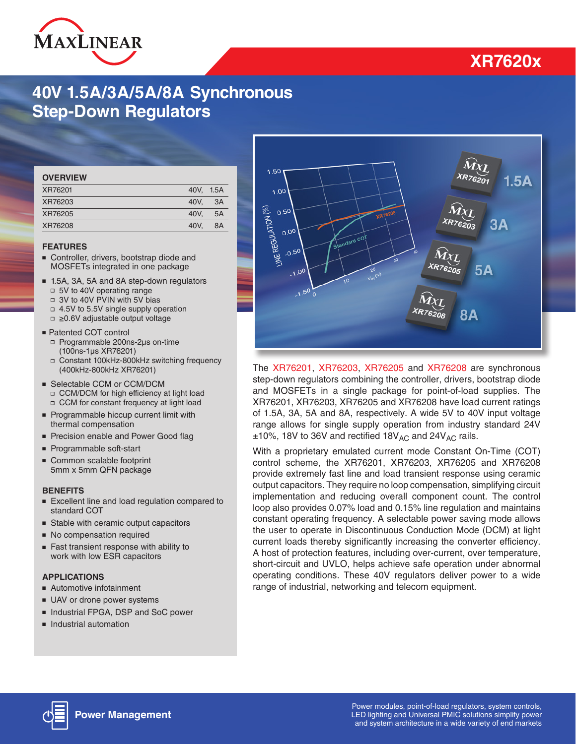# XR7620x

## 40V 1.5A/3A/5A/8A Synchronous Step-Down Regulators

### OVERVIEW

| | |
|---|---|
| XR76201 | 40V, 1.5A |
| XR76203 | 40V, 3A |
| XR76205 | 40V, 5A |
| XR76208 | 40V, 8A |

### FEATURES

- Controller, drivers, bootstrap diode and MOSFETs integrated in one package
- 1.5A, 3A, 5A and 8A step-down regulators
  - 5V to 40V operating range
  - 3V to 40V PVIN with 5V bias
  - 4.5V to 5.5V single supply operation
  - ≥0.6V adjustable output voltage
- Patented COT control
  - Programmable 200ns-2µs on-time (100ns-1µs XR76201)
  - Constant 100kHz-800kHz switching frequency (400kHz-800kHz XR76201)
- Selectable CCM or CCM/DCM
  - CCM/DCM for high efficiency at light load
  - CCM for constant frequency at light load
- Programmable hiccup current limit with thermal compensation
- Precision enable and Power Good flag
- Programmable soft-start
- Common scalable footprint 5mm x 5mm QFN package

### BENEFITS

- Excellent line and load regulation compared to standard COT
- Stable with ceramic output capacitors
- No compensation required
- Fast transient response with ability to work with low ESR capacitors

### APPLICATIONS

- Automotive infotainment
- UAV or drone power systems
- Industrial FPGA, DSP and SoC power
- Industrial automation

The XR76201, XR76203, XR76205 and XR76208 are synchronous step-down regulators combining the controller, drivers, bootstrap diode and MOSFETs in a single package for point-of-load supplies. The XR76201, XR76203, XR76205 and XR76208 have load current ratings of 1.5A, 3A, 5A and 8A, respectively. A wide 5V to 40V input voltage range allows for single supply operation from industry standard 24V ±10%, 18V to 36V and rectified $18V_{AC}$ and $24V_{AC}$ rails.

With a proprietary emulated current mode Constant On-Time (COT) control scheme, the XR76201, XR76203, XR76205 and XR76208 provide extremely fast line and load transient response using ceramic output capacitors. They require no loop compensation, simplifying circuit implementation and reducing overall component count. The control loop also provides 0.07% load and 0.15% line regulation and maintains constant operating frequency. A selectable power saving mode allows the user to operate in Discontinuous Conduction Mode (DCM) at light current loads thereby significantly increasing the converter efficiency. A host of protection features, including over-current, over temperature, short-circuit and UVLO, helps achieve safe operation under abnormal operating conditions. These 40V regulators deliver power to a wide range of industrial, networking and telecom equipment.

**Power Management**

Power modules, point-of-load regulators, system controls, LED lighting and Universal PMIC solutions simplify power and system architecture in a wide variety of end markets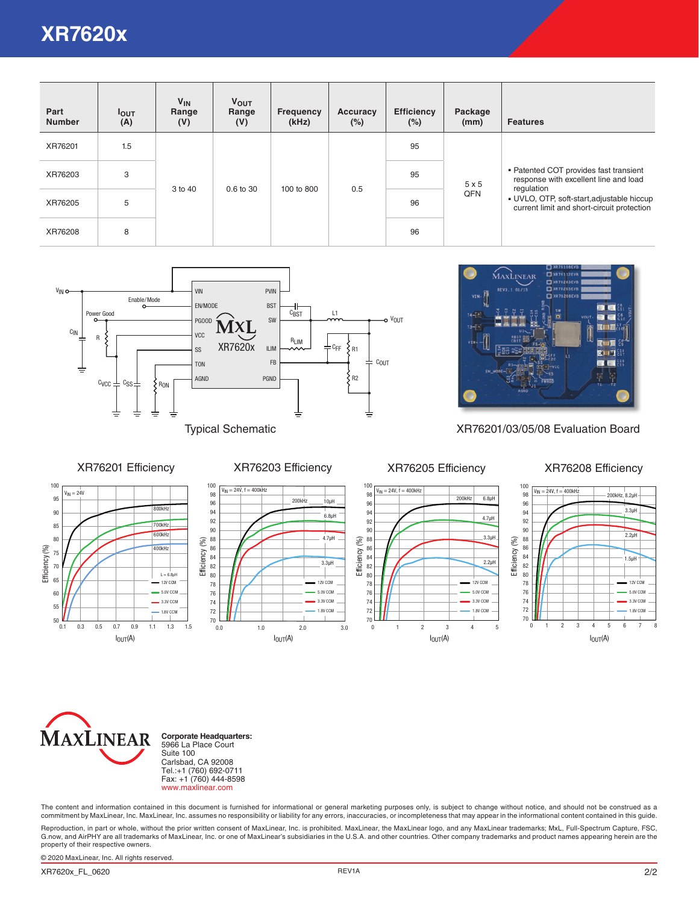# XR7620x

| Part Number | $I_{OUT}$ (A) | $V_{IN}$ Range (V) | $V_{OUT}$ Range (V) | Frequency (kHz) | Accuracy (%) | Efficiency (%) | Package (mm) | Features |
|---|---|---|---|---|---|---|---|---|
| XR76201 | 1.5 | 3 to 40 | 0.6 to 30 | 100 to 800 | 0.5 | 95 | 5 x 5 QFN | ▪ Patented COT provides fast transient response with excellent line and load regulation ▪ UVLO, OTP, soft-start,adjustable hiccup current limit and short-circuit protection |
| XR76203 | 3 | | | | | 95 | | |
| XR76205 | 5 | | | | | 96 | | |
| XR76208 | 8 | | | | | 96 | | |

Typical Schematic

XR76201/03/05/08 Evaluation Board

XR76201 Efficiency

$V_{IN}$ = 24V

800kHz
700kHz
600kHz
400kHz

L = 6.8µH
12V CCM
5.0V CCM
3.3V CCM
1.8V CCM

Efficiency (%)
$I_{OUT}$(A)

XR76203 Efficiency

$V_{IN}$ = 24V, f = 400kHz

200kHz 10µH
6.8µH
4.7µH
3.3µH

12V CCM
5.0V CCM
3.3V CCM
1.8V CCM

Efficiency (%)
$I_{OUT}$(A)

XR76205 Efficiency

$V_{IN}$ = 24V, f = 400kHz

200kHz 6.8µH
4.7µH
3.3µH
2.2µH

12V CCM
5.0V CCM
3.3V CCM
1.8V CCM

Efficiency (%)
$I_{OUT}$(A)

XR76208 Efficiency

$V_{IN}$ = 24V, f = 400kHz

200kHz, 8.2µH
3.3µH
2.2µH
1.5µH

12V CCM
5.0V CCM
3.3V CCM
1.8V CCM

Efficiency (%)
$I_{OUT}$(A)

**Corporate Headquarters:**
5966 La Place Court
Suite 100
Carlsbad, CA 92008
Tel.:+1 (760) 692-0711
Fax: +1 (760) 444-8598
www.maxlinear.com

The content and information contained in this document is furnished for informational or general marketing purposes only, is subject to change without notice, and should not be construed as a commitment by MaxLinear, Inc. MaxLinear, Inc. assumes no responsibility or liability for any errors, inaccuracies, or incompleteness that may appear in the informational content contained in this guide.

Reproduction, in part or whole, without the prior written consent of MaxLinear, Inc. is prohibited. MaxLinear, the MaxLinear logo, and any MaxLinear trademarks; MxL, Full-Spectrum Capture, FSC, G.now, and AirPHY are all trademarks of MaxLinear, Inc. or one of MaxLinear's subsidiaries in the U.S.A. and other countries. Other company trademarks and product names appearing herein are the property of their respective owners.

© 2020 MaxLinear, Inc. All rights reserved.

XR7620x_FL_0620 REV1A